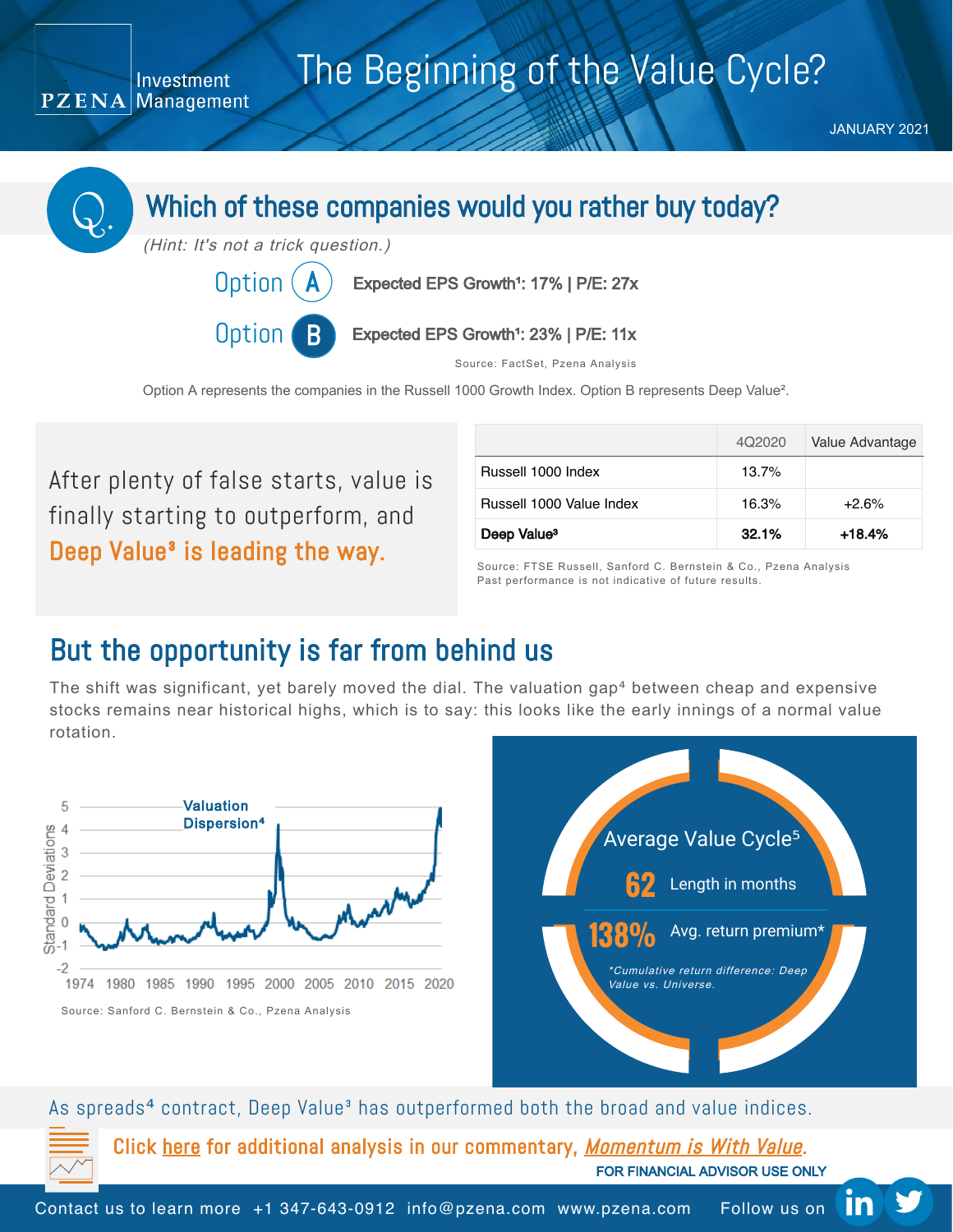# The Beginning of the Value Cycle?

JANUARY 2021

## Which of these companies would you rather buy today?

*(Hint: It's not a trick question.)*

**Option A** — Expected EPS Growth[1]: 17% | P/E: 27x

**Option B** — Expected EPS Growth[1]: 23% | P/E: 11x

Source: FactSet, Pzena Analysis

Option A represents the companies in the Russell 1000 Growth Index. Option B represents Deep Value[2].

After plenty of false starts, value is finally starting to outperform, and **Deep Value[3] is leading the way.**

| | 4Q2020 | Value Advantage |
|---|---|---|
| Russell 1000 Index | 13.7% | |
| Russell 1000 Value Index | 16.3% | +2.6% |
| **Deep Value[3]** | **32.1%** | **+18.4%** |

Source: FTSE Russell, Sanford C. Bernstein & Co., Pzena Analysis
Past performance is not indicative of future results.

## But the opportunity is far from behind us

The shift was significant, yet barely moved the dial. The valuation gap[4] between cheap and expensive stocks remains near historical highs, which is to say: this looks like the early innings of a normal value rotation.

Valuation Dispersion[4]

Standard Deviations

5
4
3
2
1
0
-1
-2

1974 1980 1985 1990 1995 2000 2005 2010 2015 2020

Source: Sanford C. Bernstein & Co., Pzena Analysis

Average Value Cycle[5]

62 Length in months

138% Avg. return premium*

*Cumulative return difference: Deep Value vs. Universe.*

As spreads[4] contract, Deep Value[3] has outperformed both the broad and value indices.

Click here for additional analysis in our commentary, *Momentum is With Value*.

FOR FINANCIAL ADVISOR USE ONLY

Contact us to learn more +1 347-643-0912 info@pzena.com www.pzena.com Follow us on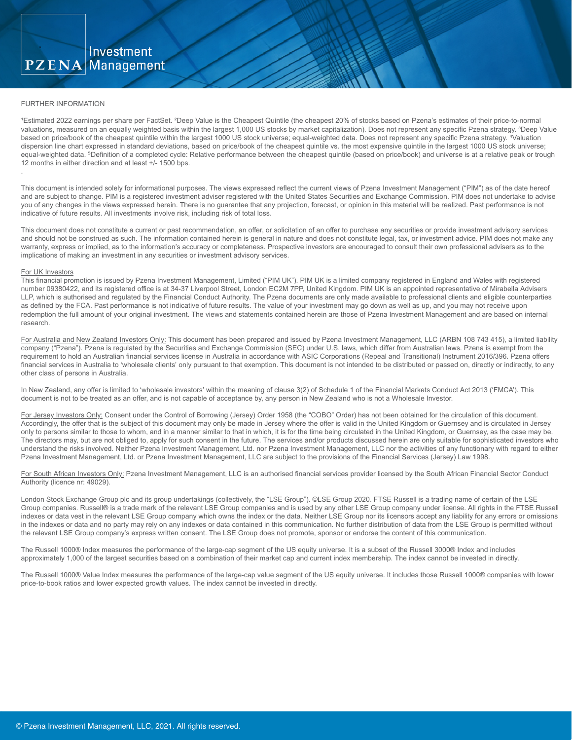FURTHER INFORMATION

[1]Estimated 2022 earnings per share per FactSet. [2]Deep Value is the Cheapest Quintile (the cheapest 20% of stocks based on Pzena's estimates of their price-to-normal valuations, measured on an equally weighted basis within the largest 1,000 US stocks by market capitalization). Does not represent any specific Pzena strategy. [3]Deep Value based on price/book of the cheapest quintile within the largest 1000 US stock universe; equal-weighted data. Does not represent any specific Pzena strategy. [4]Valuation dispersion line chart expressed in standard deviations, based on price/book of the cheapest quintile vs. the most expensive quintile in the largest 1000 US stock universe; equal-weighted data. [5]Definition of a completed cycle: Relative performance between the cheapest quintile (based on price/book) and universe is at a relative peak or trough 12 months in either direction and at least +/- 1500 bps.

This document is intended solely for informational purposes. The views expressed reflect the current views of Pzena Investment Management ("PIM") as of the date hereof and are subject to change. PIM is a registered investment adviser registered with the United States Securities and Exchange Commission. PIM does not undertake to advise you of any changes in the views expressed herein. There is no guarantee that any projection, forecast, or opinion in this material will be realized. Past performance is not indicative of future results. All investments involve risk, including risk of total loss.

This document does not constitute a current or past recommendation, an offer, or solicitation of an offer to purchase any securities or provide investment advisory services and should not be construed as such. The information contained herein is general in nature and does not constitute legal, tax, or investment advice. PIM does not make any warranty, express or implied, as to the information's accuracy or completeness. Prospective investors are encouraged to consult their own professional advisers as to the implications of making an investment in any securities or investment advisory services.

For UK Investors

This financial promotion is issued by Pzena Investment Management, Limited ("PIM UK"). PIM UK is a limited company registered in England and Wales with registered number 09380422, and its registered office is at 34-37 Liverpool Street, London EC2M 7PP, United Kingdom. PIM UK is an appointed representative of Mirabella Advisers LLP, which is authorised and regulated by the Financial Conduct Authority. The Pzena documents are only made available to professional clients and eligible counterparties as defined by the FCA. Past performance is not indicative of future results. The value of your investment may go down as well as up, and you may not receive upon redemption the full amount of your original investment. The views and statements contained herein are those of Pzena Investment Management and are based on internal research.

For Australia and New Zealand Investors Only: This document has been prepared and issued by Pzena Investment Management, LLC (ARBN 108 743 415), a limited liability company ("Pzena"). Pzena is regulated by the Securities and Exchange Commission (SEC) under U.S. laws, which differ from Australian laws. Pzena is exempt from the requirement to hold an Australian financial services license in Australia in accordance with ASIC Corporations (Repeal and Transitional) Instrument 2016/396. Pzena offers financial services in Australia to 'wholesale clients' only pursuant to that exemption. This document is not intended to be distributed or passed on, directly or indirectly, to any other class of persons in Australia.

In New Zealand, any offer is limited to 'wholesale investors' within the meaning of clause 3(2) of Schedule 1 of the Financial Markets Conduct Act 2013 ('FMCA'). This document is not to be treated as an offer, and is not capable of acceptance by, any person in New Zealand who is not a Wholesale Investor.

For Jersey Investors Only: Consent under the Control of Borrowing (Jersey) Order 1958 (the "COBO" Order) has not been obtained for the circulation of this document. Accordingly, the offer that is the subject of this document may only be made in Jersey where the offer is valid in the United Kingdom or Guernsey and is circulated in Jersey only to persons similar to those to whom, and in a manner similar to that in which, it is for the time being circulated in the United Kingdom, or Guernsey, as the case may be. The directors may, but are not obliged to, apply for such consent in the future. The services and/or products discussed herein are only suitable for sophisticated investors who understand the risks involved. Neither Pzena Investment Management, Ltd. nor Pzena Investment Management, LLC nor the activities of any functionary with regard to either Pzena Investment Management, Ltd. or Pzena Investment Management, LLC are subject to the provisions of the Financial Services (Jersey) Law 1998.

For South African Investors Only: Pzena Investment Management, LLC is an authorised financial services provider licensed by the South African Financial Sector Conduct Authority (licence nr: 49029).

London Stock Exchange Group plc and its group undertakings (collectively, the "LSE Group"). ©LSE Group 2020. FTSE Russell is a trading name of certain of the LSE Group companies. Russell® is a trade mark of the relevant LSE Group companies and is used by any other LSE Group company under license. All rights in the FTSE Russell indexes or data vest in the relevant LSE Group company which owns the index or the data. Neither LSE Group nor its licensors accept any liability for any errors or omissions in the indexes or data and no party may rely on any indexes or data contained in this communication. No further distribution of data from the LSE Group is permitted without the relevant LSE Group company's express written consent. The LSE Group does not promote, sponsor or endorse the content of this communication.

The Russell 1000® Index measures the performance of the large-cap segment of the US equity universe. It is a subset of the Russell 3000® Index and includes approximately 1,000 of the largest securities based on a combination of their market cap and current index membership. The index cannot be invested in directly.

The Russell 1000® Value Index measures the performance of the large-cap value segment of the US equity universe. It includes those Russell 1000® companies with lower price-to-book ratios and lower expected growth values. The index cannot be invested in directly.

© Pzena Investment Management, LLC, 2021. All rights reserved.